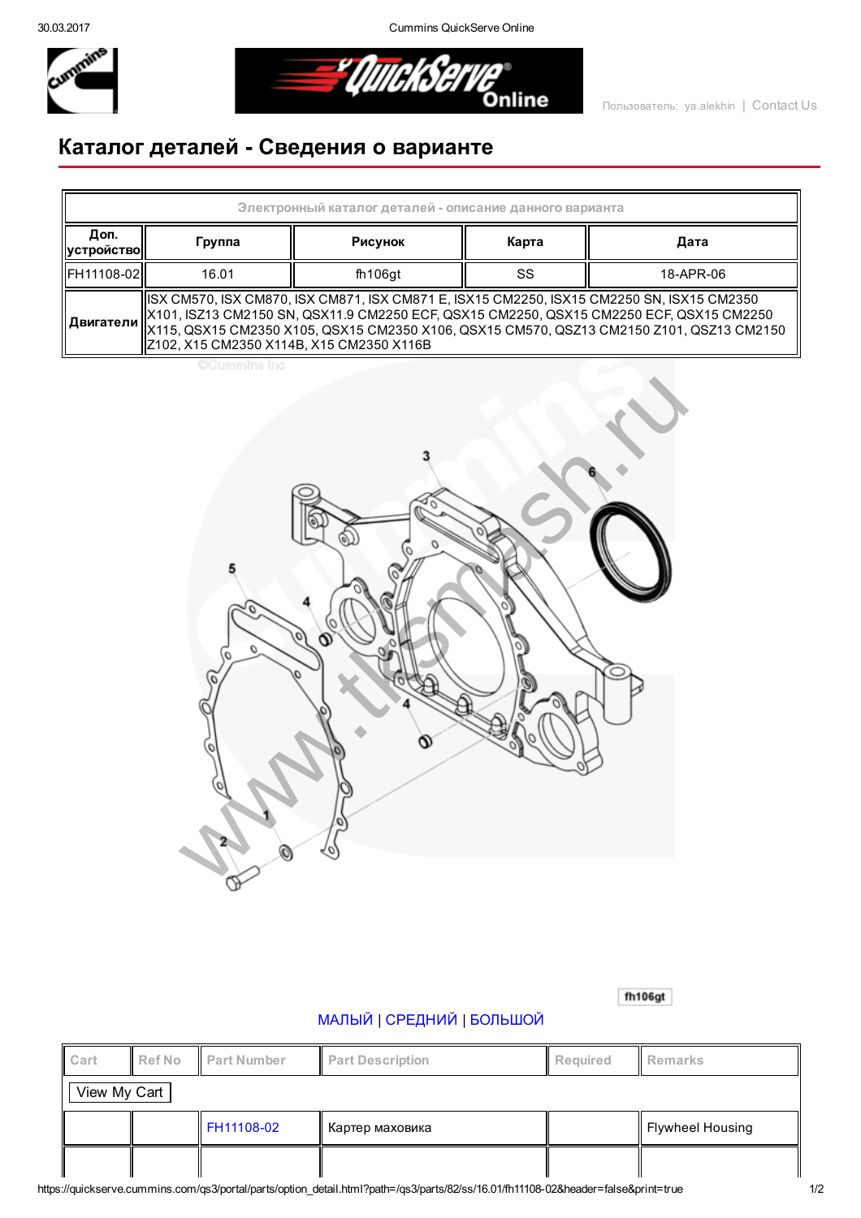# Каталог деталей - Сведения о варианте

| Электронный каталог деталей - описание данного варианта | | | | |
|---|---|---|---|---|
| **Доп. устройство** | **Группа** | **Рисунок** | **Карта** | **Дата** |
| FH11108-02 | 16.01 | fh106gt | SS | 18-APR-06 |
| **Двигатели** | ISX CM570, ISX CM870, ISX CM871, ISX CM871 E, ISX15 CM2250, ISX15 CM2250 SN, ISX15 CM2350 X101, ISZ13 CM2150 SN, QSX11.9 CM2250 ECF, QSX15 CM2250, QSX15 CM2250 ECF, QSX15 CM2250 X115, QSX15 CM2350 X105, QSX15 CM2350 X106, QSX15 CM570, QSZ13 CM2150 Z101, QSZ13 CM2150 Z102, X15 CM2350 X114B, X15 CM2350 X116B | | | |

fh106gt

МАЛЫЙ | СРЕДНИЙ | БОЛЬШОЙ

| Cart | Ref No | Part Number | Part Description | Required | Remarks |
|---|---|---|---|---|---|
| View My Cart | | | | | |
| | | FH11108-02 | Картер маховика | | Flywheel Housing |
| | | | | | |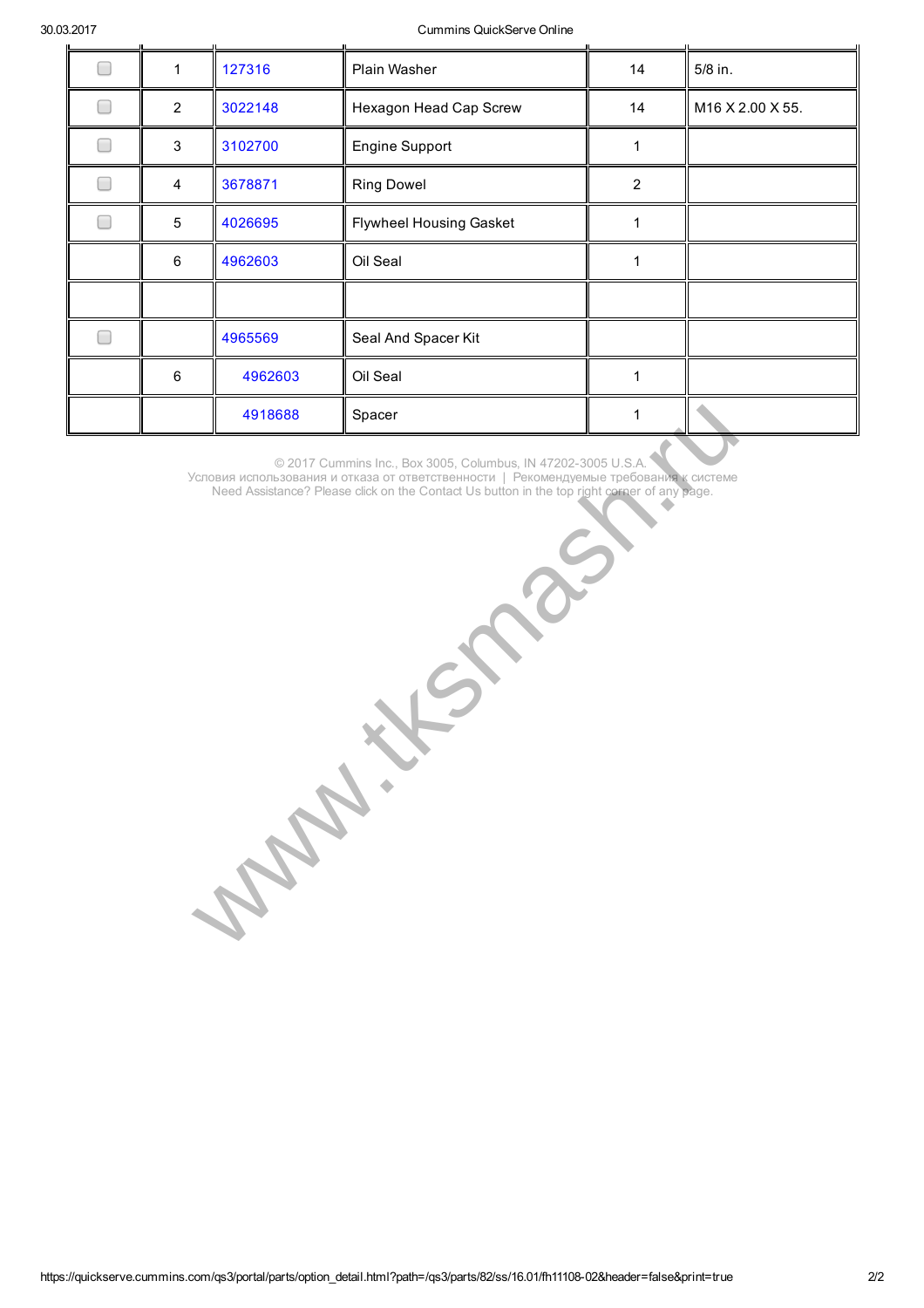| | | | | | |
|---|---|---|---|---|---|
| ☐ | 1 | 127316 | Plain Washer | 14 | 5/8 in. |
| ☐ | 2 | 3022148 | Hexagon Head Cap Screw | 14 | M16 X 2.00 X 55. |
| ☐ | 3 | 3102700 | Engine Support | 1 | |
| ☐ | 4 | 3678871 | Ring Dowel | 2 | |
| ☐ | 5 | 4026695 | Flywheel Housing Gasket | 1 | |
| | 6 | 4962603 | Oil Seal | 1 | |
| | | | | | |
| ☐ | | 4965569 | Seal And Spacer Kit | | |
| | 6 | 4962603 | Oil Seal | 1 | |
| | | 4918688 | Spacer | 1 | |

© 2017 Cummins Inc., Box 3005, Columbus, IN 47202-3005 U.S.A.
Условия использования и отказа от ответственности | Рекомендуемые требования к системе
Need Assistance? Please click on the Contact Us button in the top right corner of any page.